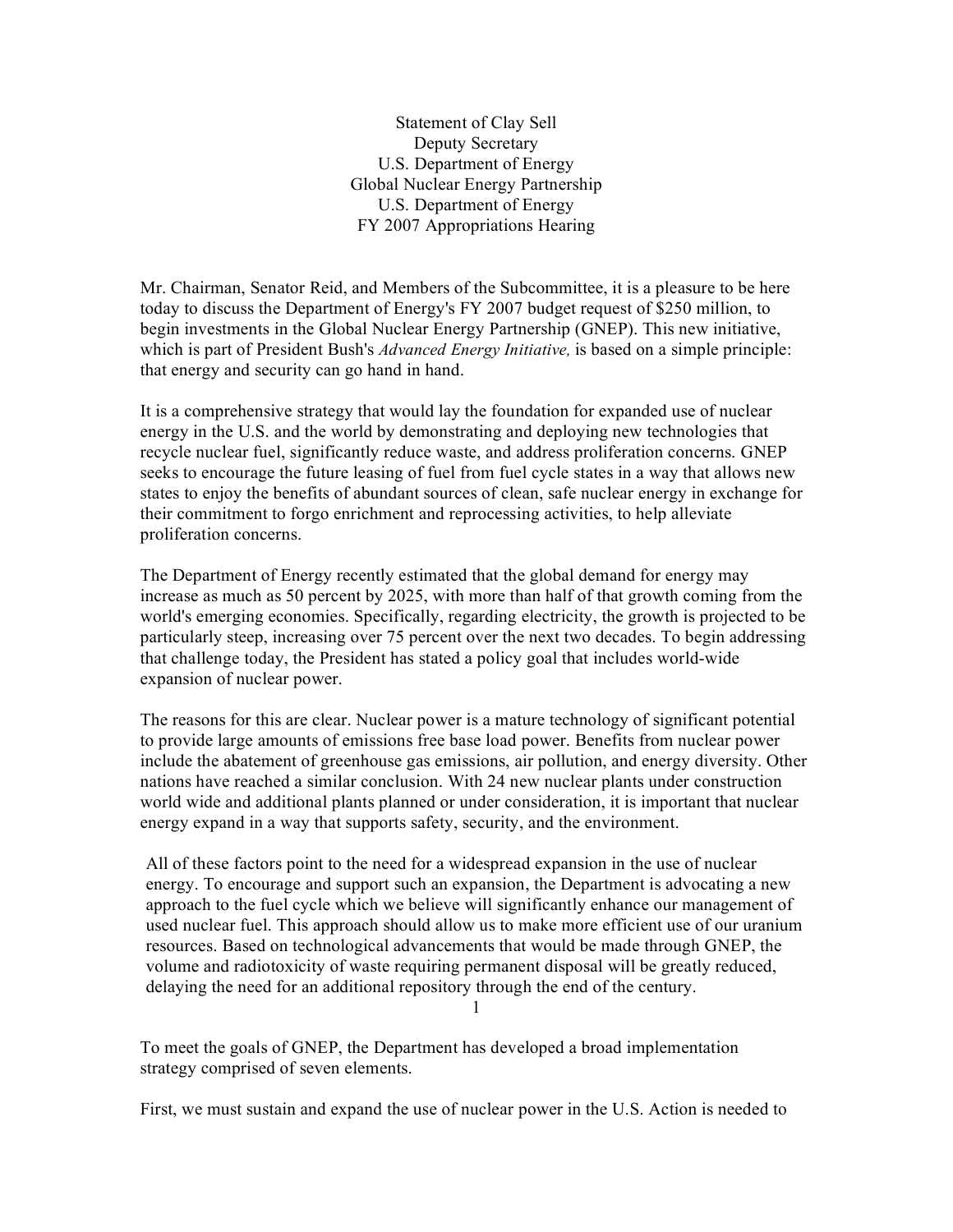Statement of Clay Sell
Deputy Secretary
U.S. Department of Energy
Global Nuclear Energy Partnership
U.S. Department of Energy
FY 2007 Appropriations Hearing

Mr. Chairman, Senator Reid, and Members of the Subcommittee, it is a pleasure to be here today to discuss the Department of Energy's FY 2007 budget request of $250 million, to begin investments in the Global Nuclear Energy Partnership (GNEP). This new initiative, which is part of President Bush's *Advanced Energy Initiative,* is based on a simple principle: that energy and security can go hand in hand.

It is a comprehensive strategy that would lay the foundation for expanded use of nuclear energy in the U.S. and the world by demonstrating and deploying new technologies that recycle nuclear fuel, significantly reduce waste, and address proliferation concerns. GNEP seeks to encourage the future leasing of fuel from fuel cycle states in a way that allows new states to enjoy the benefits of abundant sources of clean, safe nuclear energy in exchange for their commitment to forgo enrichment and reprocessing activities, to help alleviate proliferation concerns.

The Department of Energy recently estimated that the global demand for energy may increase as much as 50 percent by 2025, with more than half of that growth coming from the world's emerging economies. Specifically, regarding electricity, the growth is projected to be particularly steep, increasing over 75 percent over the next two decades. To begin addressing that challenge today, the President has stated a policy goal that includes world-wide expansion of nuclear power.

The reasons for this are clear. Nuclear power is a mature technology of significant potential to provide large amounts of emissions free base load power. Benefits from nuclear power include the abatement of greenhouse gas emissions, air pollution, and energy diversity. Other nations have reached a similar conclusion. With 24 new nuclear plants under construction world wide and additional plants planned or under consideration, it is important that nuclear energy expand in a way that supports safety, security, and the environment.

All of these factors point to the need for a widespread expansion in the use of nuclear energy. To encourage and support such an expansion, the Department is advocating a new approach to the fuel cycle which we believe will significantly enhance our management of used nuclear fuel. This approach should allow us to make more efficient use of our uranium resources. Based on technological advancements that would be made through GNEP, the volume and radiotoxicity of waste requiring permanent disposal will be greatly reduced, delaying the need for an additional repository through the end of the century.

To meet the goals of GNEP, the Department has developed a broad implementation strategy comprised of seven elements.

First, we must sustain and expand the use of nuclear power in the U.S. Action is needed to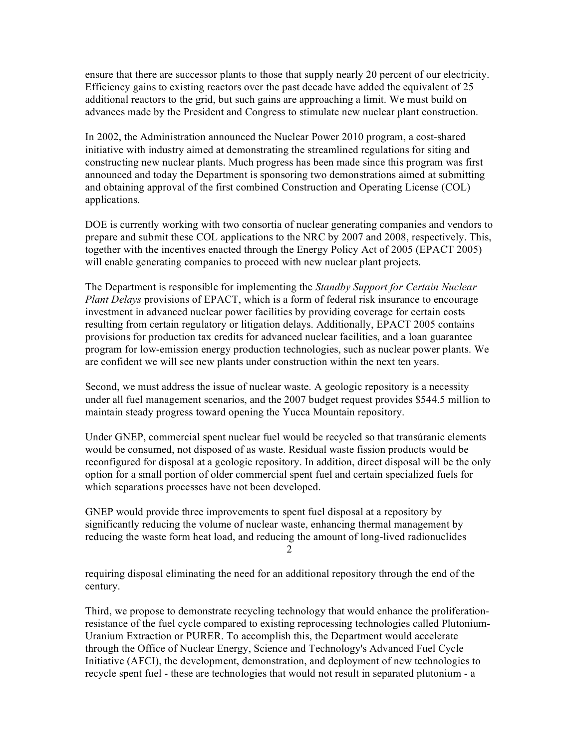ensure that there are successor plants to those that supply nearly 20 percent of our electricity. Efficiency gains to existing reactors over the past decade have added the equivalent of 25 additional reactors to the grid, but such gains are approaching a limit. We must build on advances made by the President and Congress to stimulate new nuclear plant construction.

In 2002, the Administration announced the Nuclear Power 2010 program, a cost-shared initiative with industry aimed at demonstrating the streamlined regulations for siting and constructing new nuclear plants. Much progress has been made since this program was first announced and today the Department is sponsoring two demonstrations aimed at submitting and obtaining approval of the first combined Construction and Operating License (COL) applications.

DOE is currently working with two consortia of nuclear generating companies and vendors to prepare and submit these COL applications to the NRC by 2007 and 2008, respectively. This, together with the incentives enacted through the Energy Policy Act of 2005 (EPACT 2005) will enable generating companies to proceed with new nuclear plant projects.

The Department is responsible for implementing the *Standby Support for Certain Nuclear Plant Delays* provisions of EPACT, which is a form of federal risk insurance to encourage investment in advanced nuclear power facilities by providing coverage for certain costs resulting from certain regulatory or litigation delays. Additionally, EPACT 2005 contains provisions for production tax credits for advanced nuclear facilities, and a loan guarantee program for low-emission energy production technologies, such as nuclear power plants. We are confident we will see new plants under construction within the next ten years.

Second, we must address the issue of nuclear waste. A geologic repository is a necessity under all fuel management scenarios, and the 2007 budget request provides $544.5 million to maintain steady progress toward opening the Yucca Mountain repository.

Under GNEP, commercial spent nuclear fuel would be recycled so that transúranic elements would be consumed, not disposed of as waste. Residual waste fission products would be reconfigured for disposal at a geologic repository. In addition, direct disposal will be the only option for a small portion of older commercial spent fuel and certain specialized fuels for which separations processes have not been developed.

GNEP would provide three improvements to spent fuel disposal at a repository by significantly reducing the volume of nuclear waste, enhancing thermal management by reducing the waste form heat load, and reducing the amount of long-lived radionuclides requiring disposal eliminating the need for an additional repository through the end of the century.

Third, we propose to demonstrate recycling technology that would enhance the proliferation-resistance of the fuel cycle compared to existing reprocessing technologies called Plutonium-Uranium Extraction or PURER. To accomplish this, the Department would accelerate through the Office of Nuclear Energy, Science and Technology's Advanced Fuel Cycle Initiative (AFCI), the development, demonstration, and deployment of new technologies to recycle spent fuel - these are technologies that would not result in separated plutonium - a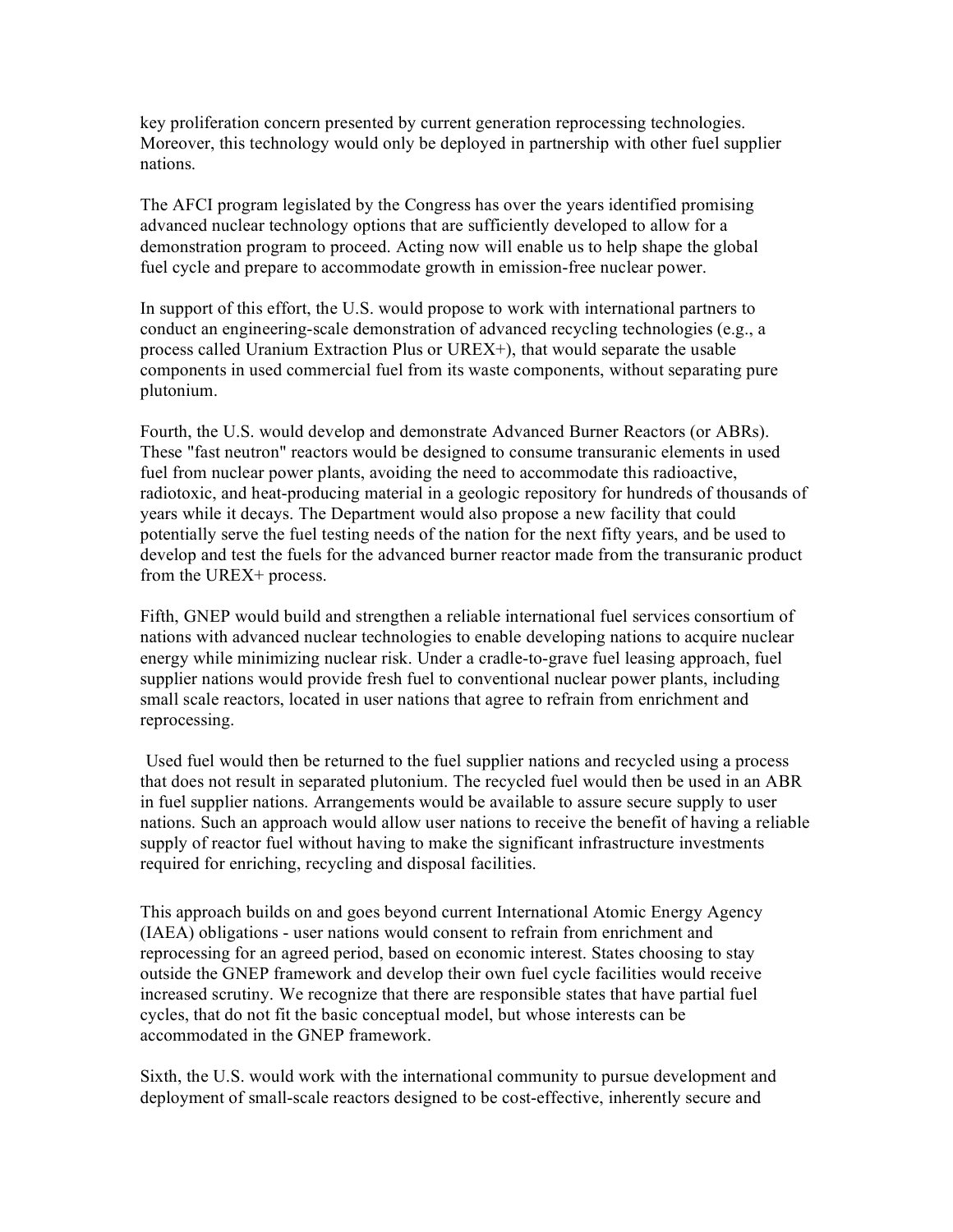key proliferation concern presented by current generation reprocessing technologies. Moreover, this technology would only be deployed in partnership with other fuel supplier nations.

The AFCI program legislated by the Congress has over the years identified promising advanced nuclear technology options that are sufficiently developed to allow for a demonstration program to proceed. Acting now will enable us to help shape the global fuel cycle and prepare to accommodate growth in emission-free nuclear power.

In support of this effort, the U.S. would propose to work with international partners to conduct an engineering-scale demonstration of advanced recycling technologies (e.g., a process called Uranium Extraction Plus or UREX+), that would separate the usable components in used commercial fuel from its waste components, without separating pure plutonium.

Fourth, the U.S. would develop and demonstrate Advanced Burner Reactors (or ABRs). These "fast neutron" reactors would be designed to consume transuranic elements in used fuel from nuclear power plants, avoiding the need to accommodate this radioactive, radiotoxic, and heat-producing material in a geologic repository for hundreds of thousands of years while it decays. The Department would also propose a new facility that could potentially serve the fuel testing needs of the nation for the next fifty years, and be used to develop and test the fuels for the advanced burner reactor made from the transuranic product from the UREX+ process.

Fifth, GNEP would build and strengthen a reliable international fuel services consortium of nations with advanced nuclear technologies to enable developing nations to acquire nuclear energy while minimizing nuclear risk. Under a cradle-to-grave fuel leasing approach, fuel supplier nations would provide fresh fuel to conventional nuclear power plants, including small scale reactors, located in user nations that agree to refrain from enrichment and reprocessing.

Used fuel would then be returned to the fuel supplier nations and recycled using a process that does not result in separated plutonium. The recycled fuel would then be used in an ABR in fuel supplier nations. Arrangements would be available to assure secure supply to user nations. Such an approach would allow user nations to receive the benefit of having a reliable supply of reactor fuel without having to make the significant infrastructure investments required for enriching, recycling and disposal facilities.

This approach builds on and goes beyond current International Atomic Energy Agency (IAEA) obligations - user nations would consent to refrain from enrichment and reprocessing for an agreed period, based on economic interest. States choosing to stay outside the GNEP framework and develop their own fuel cycle facilities would receive increased scrutiny. We recognize that there are responsible states that have partial fuel cycles, that do not fit the basic conceptual model, but whose interests can be accommodated in the GNEP framework.

Sixth, the U.S. would work with the international community to pursue development and deployment of small-scale reactors designed to be cost-effective, inherently secure and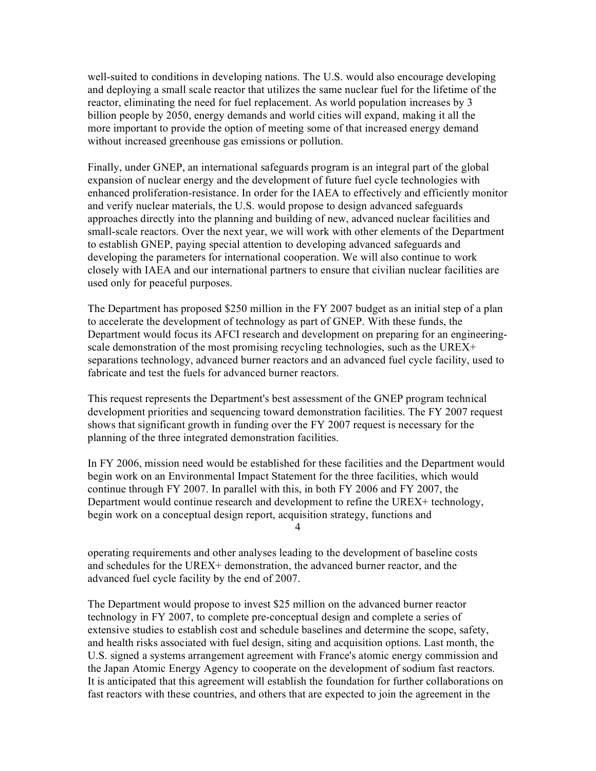well-suited to conditions in developing nations. The U.S. would also encourage developing and deploying a small scale reactor that utilizes the same nuclear fuel for the lifetime of the reactor, eliminating the need for fuel replacement. As world population increases by 3 billion people by 2050, energy demands and world cities will expand, making it all the more important to provide the option of meeting some of that increased energy demand without increased greenhouse gas emissions or pollution.

Finally, under GNEP, an international safeguards program is an integral part of the global expansion of nuclear energy and the development of future fuel cycle technologies with enhanced proliferation-resistance. In order for the IAEA to effectively and efficiently monitor and verify nuclear materials, the U.S. would propose to design advanced safeguards approaches directly into the planning and building of new, advanced nuclear facilities and small-scale reactors. Over the next year, we will work with other elements of the Department to establish GNEP, paying special attention to developing advanced safeguards and developing the parameters for international cooperation. We will also continue to work closely with IAEA and our international partners to ensure that civilian nuclear facilities are used only for peaceful purposes.

The Department has proposed $250 million in the FY 2007 budget as an initial step of a plan to accelerate the development of technology as part of GNEP. With these funds, the Department would focus its AFCI research and development on preparing for an engineering-scale demonstration of the most promising recycling technologies, such as the UREX+ separations technology, advanced burner reactors and an advanced fuel cycle facility, used to fabricate and test the fuels for advanced burner reactors.

This request represents the Department's best assessment of the GNEP program technical development priorities and sequencing toward demonstration facilities. The FY 2007 request shows that significant growth in funding over the FY 2007 request is necessary for the planning of the three integrated demonstration facilities.

In FY 2006, mission need would be established for these facilities and the Department would begin work on an Environmental Impact Statement for the three facilities, which would continue through FY 2007. In parallel with this, in both FY 2006 and FY 2007, the Department would continue research and development to refine the UREX+ technology, begin work on a conceptual design report, acquisition strategy, functions and operating requirements and other analyses leading to the development of baseline costs and schedules for the UREX+ demonstration, the advanced burner reactor, and the advanced fuel cycle facility by the end of 2007.

The Department would propose to invest $25 million on the advanced burner reactor technology in FY 2007, to complete pre-conceptual design and complete a series of extensive studies to establish cost and schedule baselines and determine the scope, safety, and health risks associated with fuel design, siting and acquisition options. Last month, the U.S. signed a systems arrangement agreement with France's atomic energy commission and the Japan Atomic Energy Agency to cooperate on the development of sodium fast reactors. It is anticipated that this agreement will establish the foundation for further collaborations on fast reactors with these countries, and others that are expected to join the agreement in the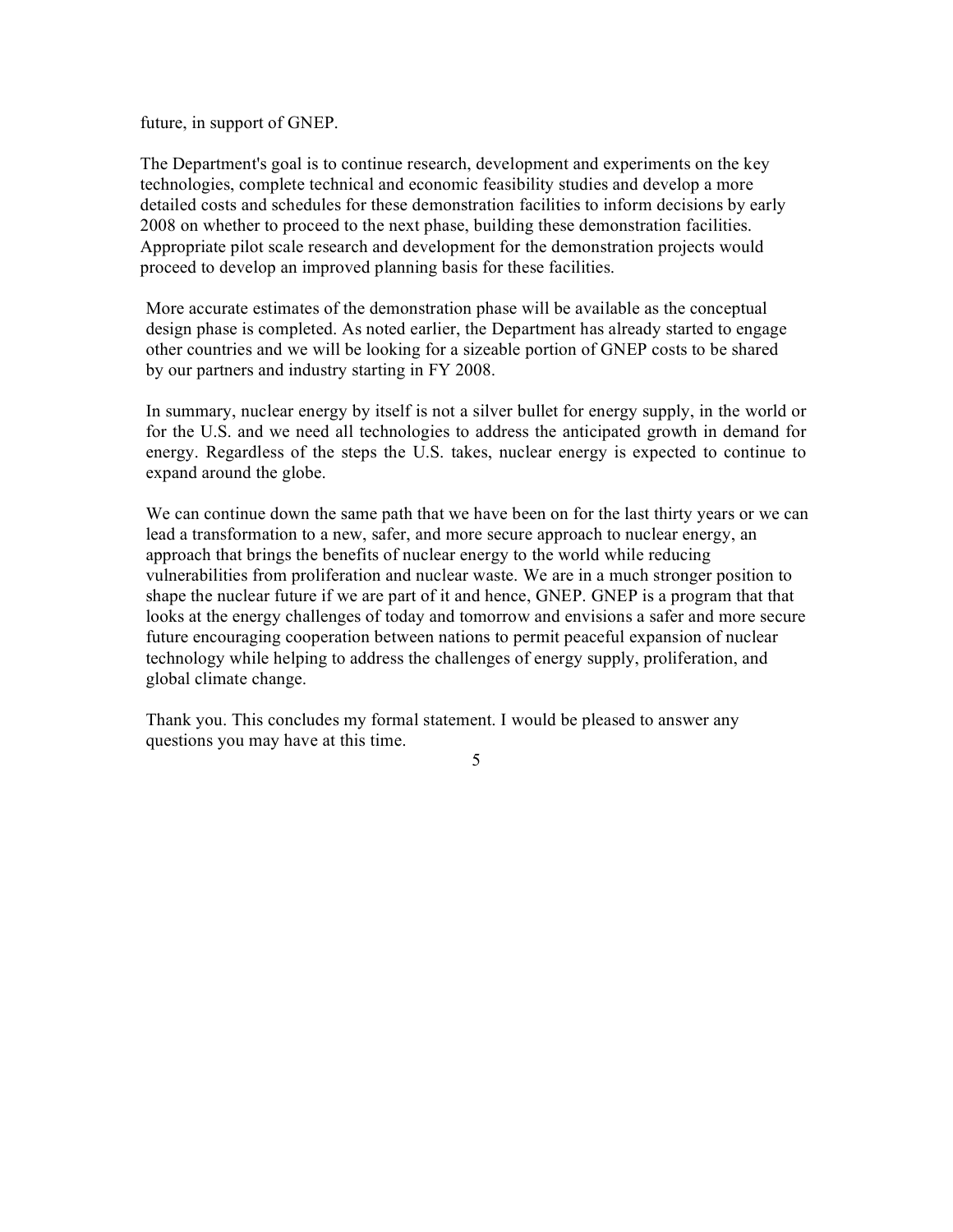future, in support of GNEP.

The Department's goal is to continue research, development and experiments on the key technologies, complete technical and economic feasibility studies and develop a more detailed costs and schedules for these demonstration facilities to inform decisions by early 2008 on whether to proceed to the next phase, building these demonstration facilities. Appropriate pilot scale research and development for the demonstration projects would proceed to develop an improved planning basis for these facilities.

More accurate estimates of the demonstration phase will be available as the conceptual design phase is completed. As noted earlier, the Department has already started to engage other countries and we will be looking for a sizeable portion of GNEP costs to be shared by our partners and industry starting in FY 2008.

In summary, nuclear energy by itself is not a silver bullet for energy supply, in the world or for the U.S. and we need all technologies to address the anticipated growth in demand for energy. Regardless of the steps the U.S. takes, nuclear energy is expected to continue to expand around the globe.

We can continue down the same path that we have been on for the last thirty years or we can lead a transformation to a new, safer, and more secure approach to nuclear energy, an approach that brings the benefits of nuclear energy to the world while reducing vulnerabilities from proliferation and nuclear waste. We are in a much stronger position to shape the nuclear future if we are part of it and hence, GNEP. GNEP is a program that that looks at the energy challenges of today and tomorrow and envisions a safer and more secure future encouraging cooperation between nations to permit peaceful expansion of nuclear technology while helping to address the challenges of energy supply, proliferation, and global climate change.

Thank you. This concludes my formal statement. I would be pleased to answer any questions you may have at this time.